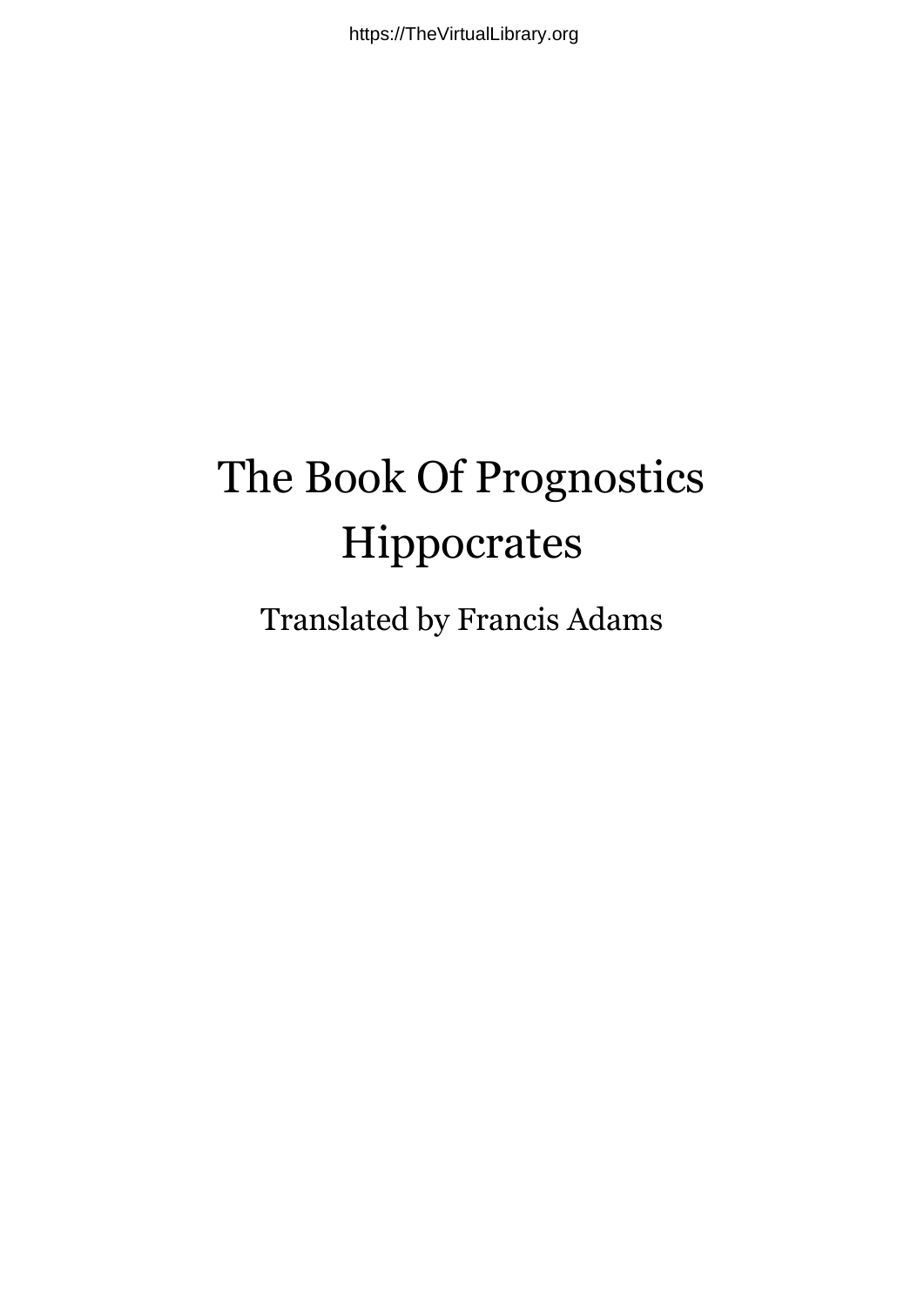# The Book Of Prognostics

## Hippocrates

Translated by Francis Adams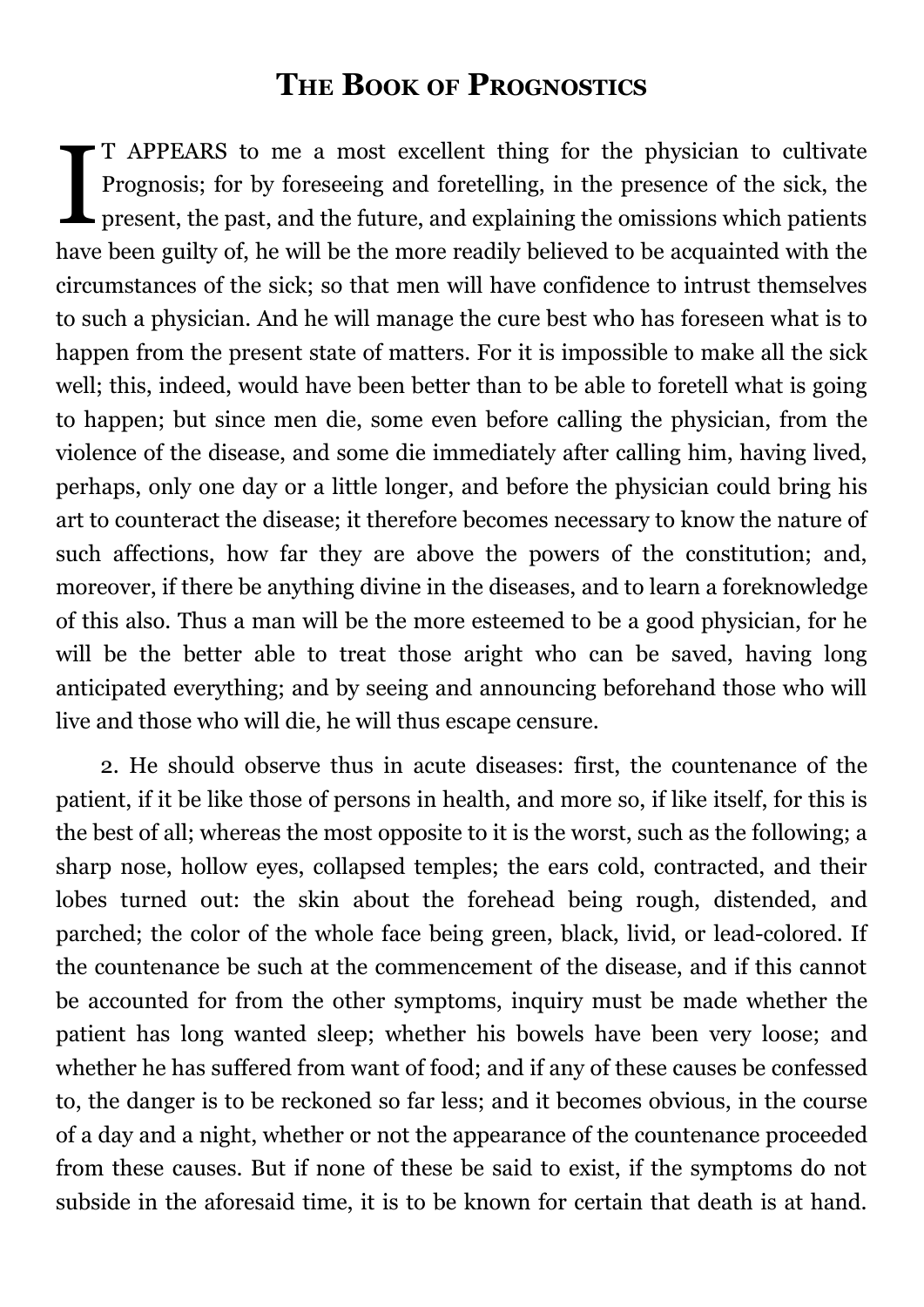# The Book of Prognostics

IT APPEARS to me a most excellent thing for the physician to cultivate Prognosis; for by foreseeing and foretelling, in the presence of the sick, the present, the past, and the future, and explaining the omissions which patients have been guilty of, he will be the more readily believed to be acquainted with the circumstances of the sick; so that men will have confidence to intrust themselves to such a physician. And he will manage the cure best who has foreseen what is to happen from the present state of matters. For it is impossible to make all the sick well; this, indeed, would have been better than to be able to foretell what is going to happen; but since men die, some even before calling the physician, from the violence of the disease, and some die immediately after calling him, having lived, perhaps, only one day or a little longer, and before the physician could bring his art to counteract the disease; it therefore becomes necessary to know the nature of such affections, how far they are above the powers of the constitution; and, moreover, if there be anything divine in the diseases, and to learn a foreknowledge of this also. Thus a man will be the more esteemed to be a good physician, for he will be the better able to treat those aright who can be saved, having long anticipated everything; and by seeing and announcing beforehand those who will live and those who will die, he will thus escape censure.

2. He should observe thus in acute diseases: first, the countenance of the patient, if it be like those of persons in health, and more so, if like itself, for this is the best of all; whereas the most opposite to it is the worst, such as the following; a sharp nose, hollow eyes, collapsed temples; the ears cold, contracted, and their lobes turned out: the skin about the forehead being rough, distended, and parched; the color of the whole face being green, black, livid, or lead-colored. If the countenance be such at the commencement of the disease, and if this cannot be accounted for from the other symptoms, inquiry must be made whether the patient has long wanted sleep; whether his bowels have been very loose; and whether he has suffered from want of food; and if any of these causes be confessed to, the danger is to be reckoned so far less; and it becomes obvious, in the course of a day and a night, whether or not the appearance of the countenance proceeded from these causes. But if none of these be said to exist, if the symptoms do not subside in the aforesaid time, it is to be known for certain that death is at hand.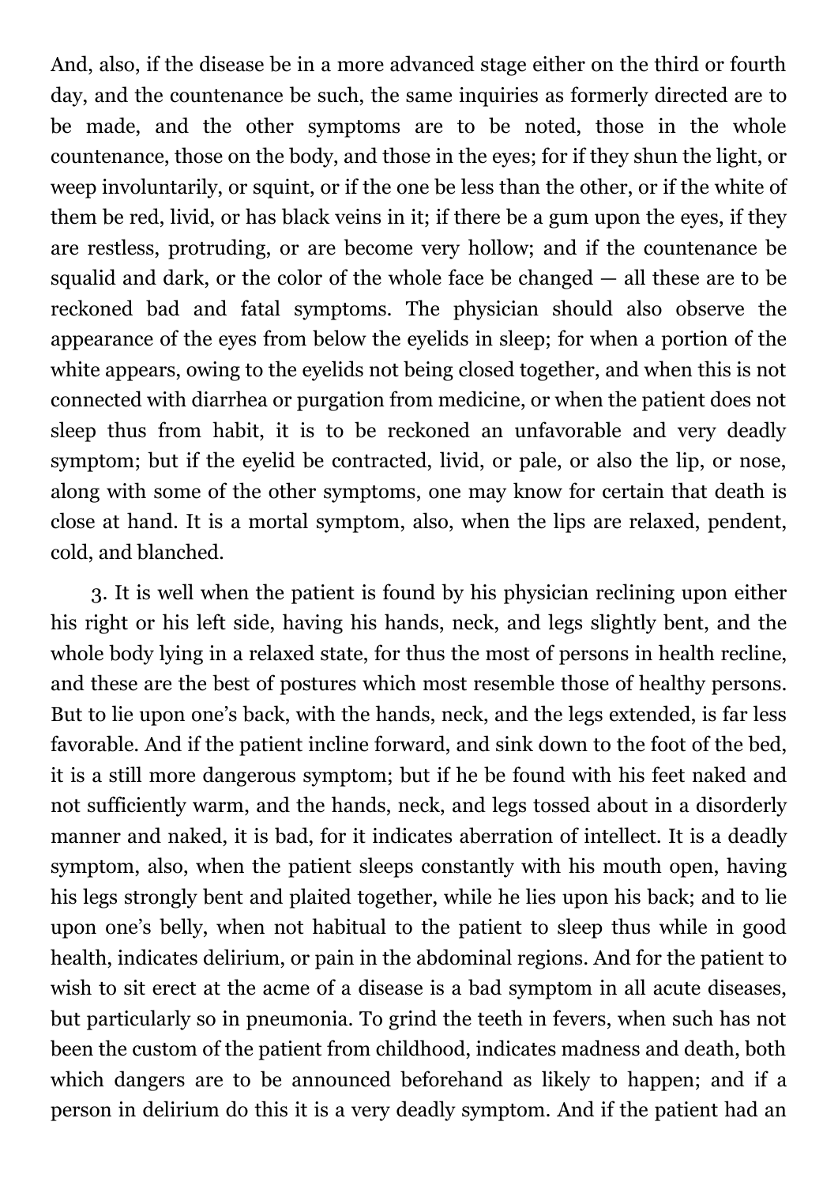And, also, if the disease be in a more advanced stage either on the third or fourth day, and the countenance be such, the same inquiries as formerly directed are to be made, and the other symptoms are to be noted, those in the whole countenance, those on the body, and those in the eyes; for if they shun the light, or weep involuntarily, or squint, or if the one be less than the other, or if the white of them be red, livid, or has black veins in it; if there be a gum upon the eyes, if they are restless, protruding, or are become very hollow; and if the countenance be squalid and dark, or the color of the whole face be changed — all these are to be reckoned bad and fatal symptoms. The physician should also observe the appearance of the eyes from below the eyelids in sleep; for when a portion of the white appears, owing to the eyelids not being closed together, and when this is not connected with diarrhea or purgation from medicine, or when the patient does not sleep thus from habit, it is to be reckoned an unfavorable and very deadly symptom; but if the eyelid be contracted, livid, or pale, or also the lip, or nose, along with some of the other symptoms, one may know for certain that death is close at hand. It is a mortal symptom, also, when the lips are relaxed, pendent, cold, and blanched.

3. It is well when the patient is found by his physician reclining upon either his right or his left side, having his hands, neck, and legs slightly bent, and the whole body lying in a relaxed state, for thus the most of persons in health recline, and these are the best of postures which most resemble those of healthy persons. But to lie upon one's back, with the hands, neck, and the legs extended, is far less favorable. And if the patient incline forward, and sink down to the foot of the bed, it is a still more dangerous symptom; but if he be found with his feet naked and not sufficiently warm, and the hands, neck, and legs tossed about in a disorderly manner and naked, it is bad, for it indicates aberration of intellect. It is a deadly symptom, also, when the patient sleeps constantly with his mouth open, having his legs strongly bent and plaited together, while he lies upon his back; and to lie upon one's belly, when not habitual to the patient to sleep thus while in good health, indicates delirium, or pain in the abdominal regions. And for the patient to wish to sit erect at the acme of a disease is a bad symptom in all acute diseases, but particularly so in pneumonia. To grind the teeth in fevers, when such has not been the custom of the patient from childhood, indicates madness and death, both which dangers are to be announced beforehand as likely to happen; and if a person in delirium do this it is a very deadly symptom. And if the patient had an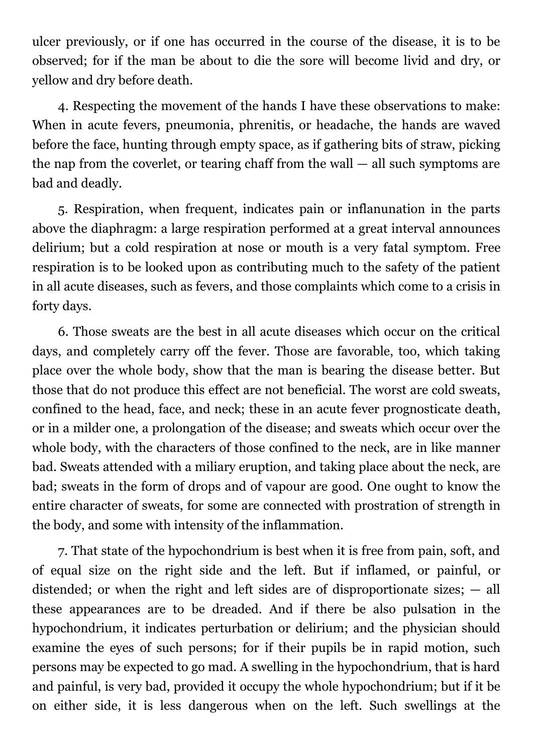ulcer previously, or if one has occurred in the course of the disease, it is to be observed; for if the man be about to die the sore will become livid and dry, or yellow and dry before death.

4. Respecting the movement of the hands I have these observations to make: When in acute fevers, pneumonia, phrenitis, or headache, the hands are waved before the face, hunting through empty space, as if gathering bits of straw, picking the nap from the coverlet, or tearing chaff from the wall — all such symptoms are bad and deadly.

5. Respiration, when frequent, indicates pain or inflanunation in the parts above the diaphragm: a large respiration performed at a great interval announces delirium; but a cold respiration at nose or mouth is a very fatal symptom. Free respiration is to be looked upon as contributing much to the safety of the patient in all acute diseases, such as fevers, and those complaints which come to a crisis in forty days.

6. Those sweats are the best in all acute diseases which occur on the critical days, and completely carry off the fever. Those are favorable, too, which taking place over the whole body, show that the man is bearing the disease better. But those that do not produce this effect are not beneficial. The worst are cold sweats, confined to the head, face, and neck; these in an acute fever prognosticate death, or in a milder one, a prolongation of the disease; and sweats which occur over the whole body, with the characters of those confined to the neck, are in like manner bad. Sweats attended with a miliary eruption, and taking place about the neck, are bad; sweats in the form of drops and of vapour are good. One ought to know the entire character of sweats, for some are connected with prostration of strength in the body, and some with intensity of the inflammation.

7. That state of the hypochondrium is best when it is free from pain, soft, and of equal size on the right side and the left. But if inflamed, or painful, or distended; or when the right and left sides are of disproportionate sizes; — all these appearances are to be dreaded. And if there be also pulsation in the hypochondrium, it indicates perturbation or delirium; and the physician should examine the eyes of such persons; for if their pupils be in rapid motion, such persons may be expected to go mad. A swelling in the hypochondrium, that is hard and painful, is very bad, provided it occupy the whole hypochondrium; but if it be on either side, it is less dangerous when on the left. Such swellings at the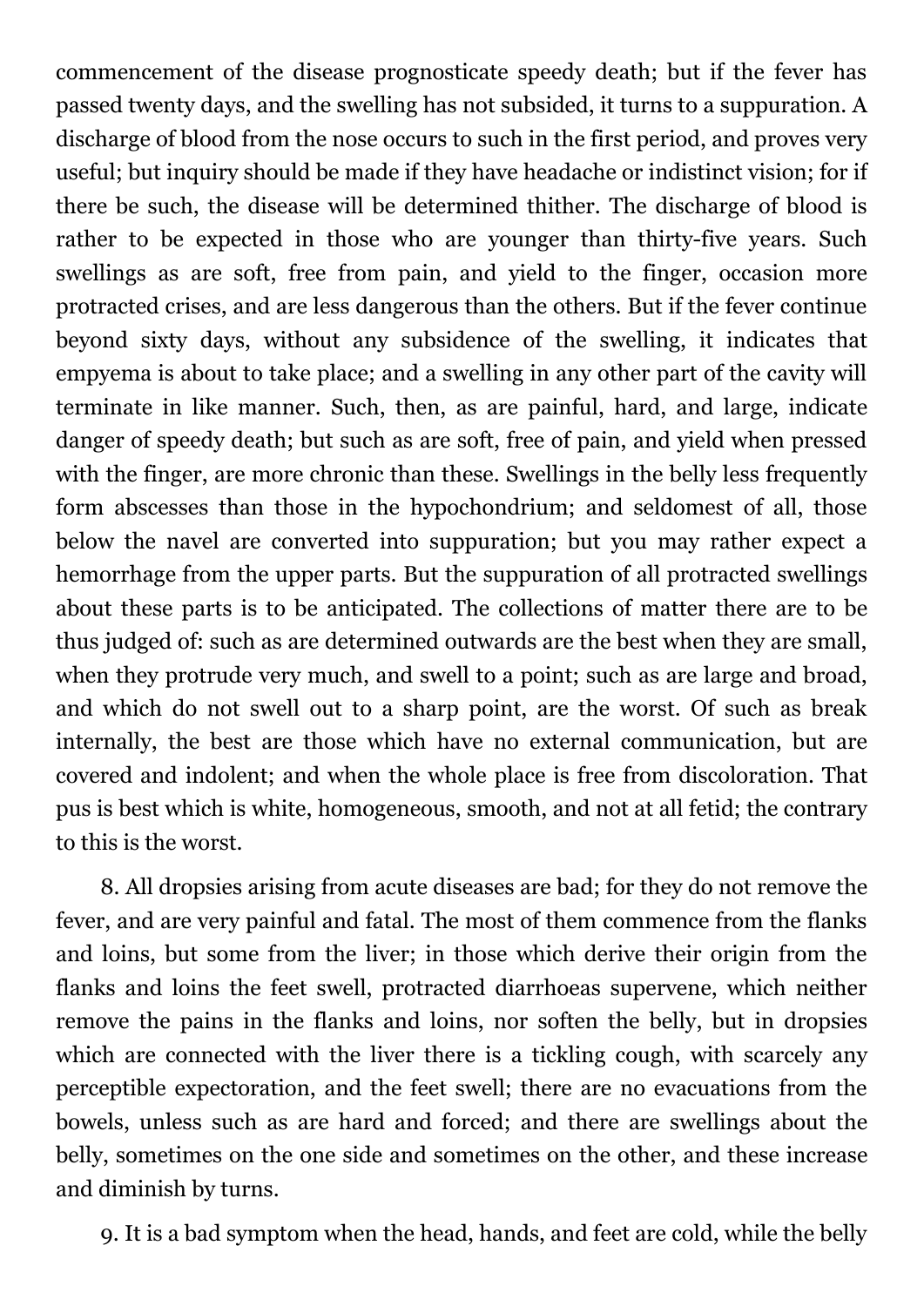commencement of the disease prognosticate speedy death; but if the fever has passed twenty days, and the swelling has not subsided, it turns to a suppuration. A discharge of blood from the nose occurs to such in the first period, and proves very useful; but inquiry should be made if they have headache or indistinct vision; for if there be such, the disease will be determined thither. The discharge of blood is rather to be expected in those who are younger than thirty-five years. Such swellings as are soft, free from pain, and yield to the finger, occasion more protracted crises, and are less dangerous than the others. But if the fever continue beyond sixty days, without any subsidence of the swelling, it indicates that empyema is about to take place; and a swelling in any other part of the cavity will terminate in like manner. Such, then, as are painful, hard, and large, indicate danger of speedy death; but such as are soft, free of pain, and yield when pressed with the finger, are more chronic than these. Swellings in the belly less frequently form abscesses than those in the hypochondrium; and seldomest of all, those below the navel are converted into suppuration; but you may rather expect a hemorrhage from the upper parts. But the suppuration of all protracted swellings about these parts is to be anticipated. The collections of matter there are to be thus judged of: such as are determined outwards are the best when they are small, when they protrude very much, and swell to a point; such as are large and broad, and which do not swell out to a sharp point, are the worst. Of such as break internally, the best are those which have no external communication, but are covered and indolent; and when the whole place is free from discoloration. That pus is best which is white, homogeneous, smooth, and not at all fetid; the contrary to this is the worst.

8. All dropsies arising from acute diseases are bad; for they do not remove the fever, and are very painful and fatal. The most of them commence from the flanks and loins, but some from the liver; in those which derive their origin from the flanks and loins the feet swell, protracted diarrhoeas supervene, which neither remove the pains in the flanks and loins, nor soften the belly, but in dropsies which are connected with the liver there is a tickling cough, with scarcely any perceptible expectoration, and the feet swell; there are no evacuations from the bowels, unless such as are hard and forced; and there are swellings about the belly, sometimes on the one side and sometimes on the other, and these increase and diminish by turns.

9. It is a bad symptom when the head, hands, and feet are cold, while the belly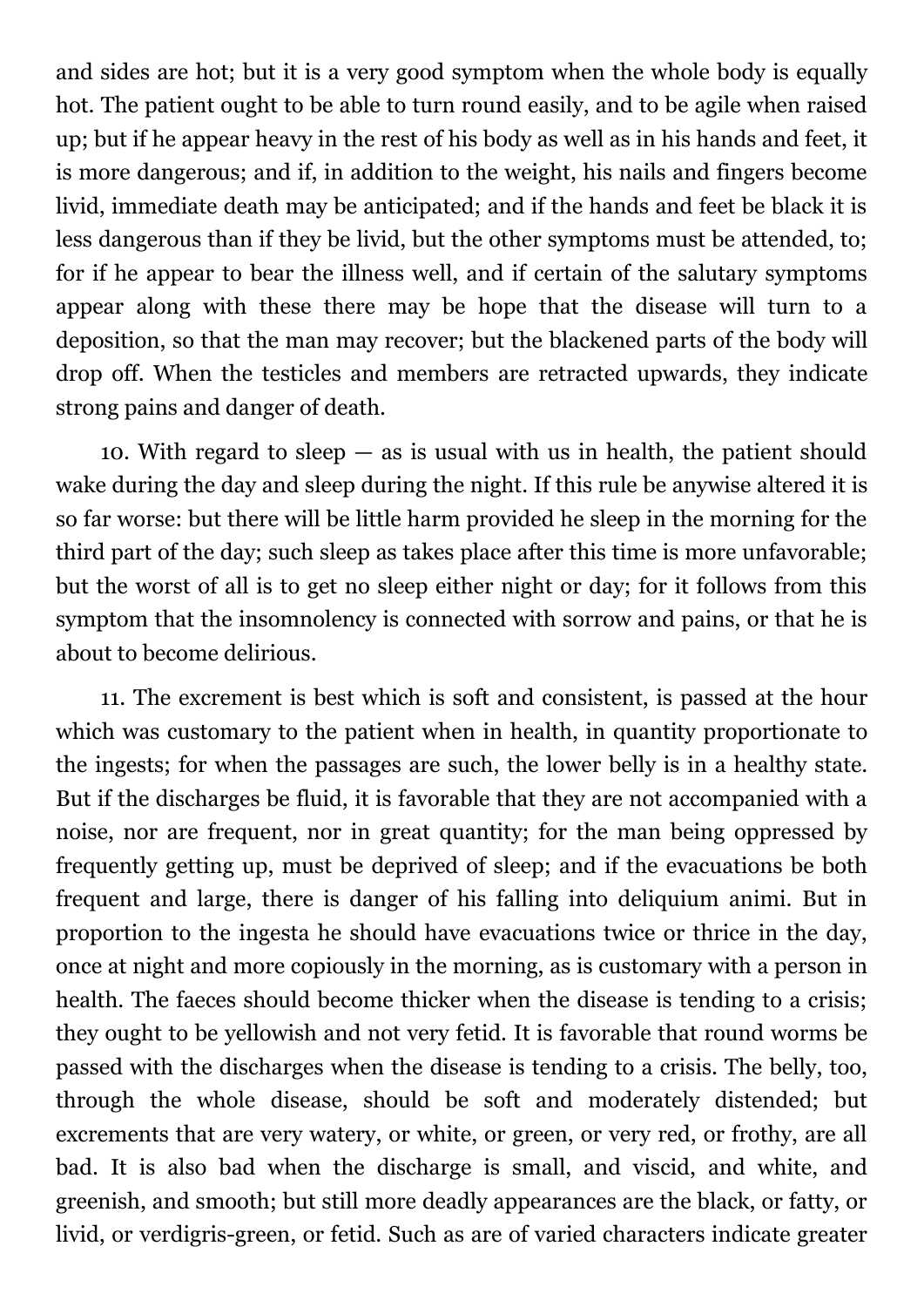and sides are hot; but it is a very good symptom when the whole body is equally hot. The patient ought to be able to turn round easily, and to be agile when raised up; but if he appear heavy in the rest of his body as well as in his hands and feet, it is more dangerous; and if, in addition to the weight, his nails and fingers become livid, immediate death may be anticipated; and if the hands and feet be black it is less dangerous than if they be livid, but the other symptoms must be attended, to; for if he appear to bear the illness well, and if certain of the salutary symptoms appear along with these there may be hope that the disease will turn to a deposition, so that the man may recover; but the blackened parts of the body will drop off. When the testicles and members are retracted upwards, they indicate strong pains and danger of death.

10. With regard to sleep — as is usual with us in health, the patient should wake during the day and sleep during the night. If this rule be anywise altered it is so far worse: but there will be little harm provided he sleep in the morning for the third part of the day; such sleep as takes place after this time is more unfavorable; but the worst of all is to get no sleep either night or day; for it follows from this symptom that the insomnolency is connected with sorrow and pains, or that he is about to become delirious.

11. The excrement is best which is soft and consistent, is passed at the hour which was customary to the patient when in health, in quantity proportionate to the ingests; for when the passages are such, the lower belly is in a healthy state. But if the discharges be fluid, it is favorable that they are not accompanied with a noise, nor are frequent, nor in great quantity; for the man being oppressed by frequently getting up, must be deprived of sleep; and if the evacuations be both frequent and large, there is danger of his falling into deliquium animi. But in proportion to the ingesta he should have evacuations twice or thrice in the day, once at night and more copiously in the morning, as is customary with a person in health. The faeces should become thicker when the disease is tending to a crisis; they ought to be yellowish and not very fetid. It is favorable that round worms be passed with the discharges when the disease is tending to a crisis. The belly, too, through the whole disease, should be soft and moderately distended; but excrements that are very watery, or white, or green, or very red, or frothy, are all bad. It is also bad when the discharge is small, and viscid, and white, and greenish, and smooth; but still more deadly appearances are the black, or fatty, or livid, or verdigris-green, or fetid. Such as are of varied characters indicate greater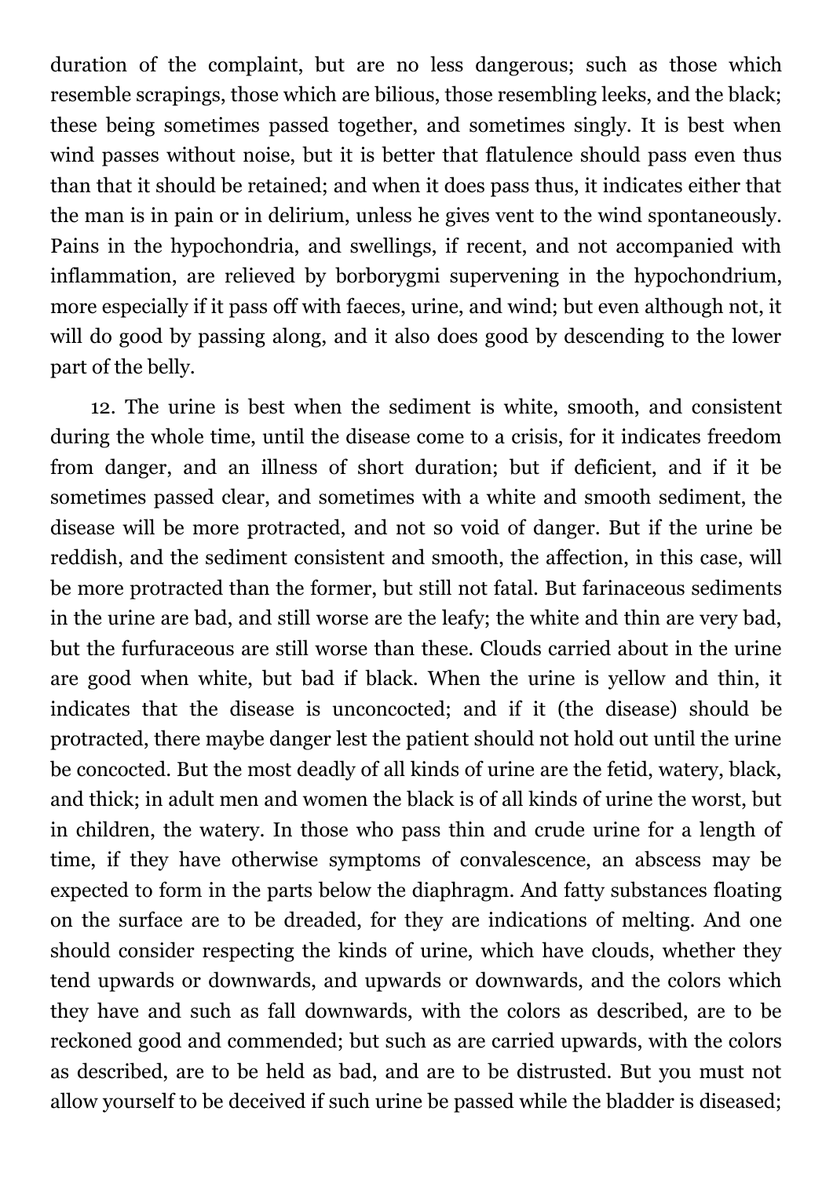duration of the complaint, but are no less dangerous; such as those which resemble scrapings, those which are bilious, those resembling leeks, and the black; these being sometimes passed together, and sometimes singly. It is best when wind passes without noise, but it is better that flatulence should pass even thus than that it should be retained; and when it does pass thus, it indicates either that the man is in pain or in delirium, unless he gives vent to the wind spontaneously. Pains in the hypochondria, and swellings, if recent, and not accompanied with inflammation, are relieved by borborygmi supervening in the hypochondrium, more especially if it pass off with faeces, urine, and wind; but even although not, it will do good by passing along, and it also does good by descending to the lower part of the belly.

12. The urine is best when the sediment is white, smooth, and consistent during the whole time, until the disease come to a crisis, for it indicates freedom from danger, and an illness of short duration; but if deficient, and if it be sometimes passed clear, and sometimes with a white and smooth sediment, the disease will be more protracted, and not so void of danger. But if the urine be reddish, and the sediment consistent and smooth, the affection, in this case, will be more protracted than the former, but still not fatal. But farinaceous sediments in the urine are bad, and still worse are the leafy; the white and thin are very bad, but the furfuraceous are still worse than these. Clouds carried about in the urine are good when white, but bad if black. When the urine is yellow and thin, it indicates that the disease is unconcocted; and if it (the disease) should be protracted, there maybe danger lest the patient should not hold out until the urine be concocted. But the most deadly of all kinds of urine are the fetid, watery, black, and thick; in adult men and women the black is of all kinds of urine the worst, but in children, the watery. In those who pass thin and crude urine for a length of time, if they have otherwise symptoms of convalescence, an abscess may be expected to form in the parts below the diaphragm. And fatty substances floating on the surface are to be dreaded, for they are indications of melting. And one should consider respecting the kinds of urine, which have clouds, whether they tend upwards or downwards, and upwards or downwards, and the colors which they have and such as fall downwards, with the colors as described, are to be reckoned good and commended; but such as are carried upwards, with the colors as described, are to be held as bad, and are to be distrusted. But you must not allow yourself to be deceived if such urine be passed while the bladder is diseased;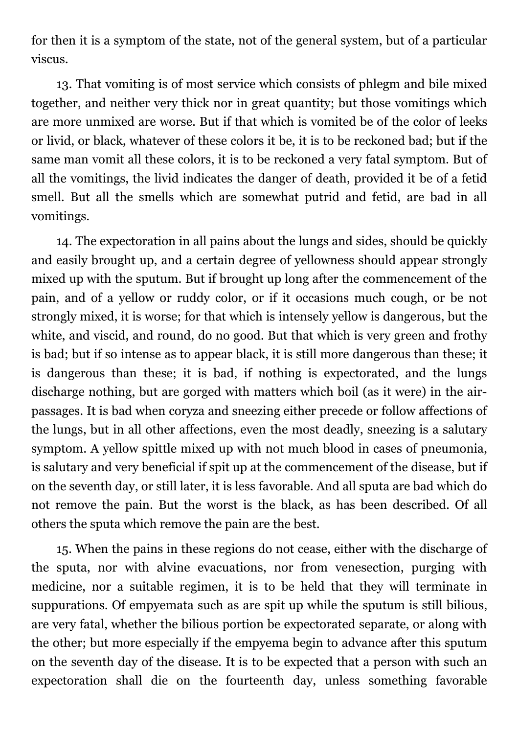for then it is a symptom of the state, not of the general system, but of a particular viscus.

13. That vomiting is of most service which consists of phlegm and bile mixed together, and neither very thick nor in great quantity; but those vomitings which are more unmixed are worse. But if that which is vomited be of the color of leeks or livid, or black, whatever of these colors it be, it is to be reckoned bad; but if the same man vomit all these colors, it is to be reckoned a very fatal symptom. But of all the vomitings, the livid indicates the danger of death, provided it be of a fetid smell. But all the smells which are somewhat putrid and fetid, are bad in all vomitings.

14. The expectoration in all pains about the lungs and sides, should be quickly and easily brought up, and a certain degree of yellowness should appear strongly mixed up with the sputum. But if brought up long after the commencement of the pain, and of a yellow or ruddy color, or if it occasions much cough, or be not strongly mixed, it is worse; for that which is intensely yellow is dangerous, but the white, and viscid, and round, do no good. But that which is very green and frothy is bad; but if so intense as to appear black, it is still more dangerous than these; it is dangerous than these; it is bad, if nothing is expectorated, and the lungs discharge nothing, but are gorged with matters which boil (as it were) in the air-passages. It is bad when coryza and sneezing either precede or follow affections of the lungs, but in all other affections, even the most deadly, sneezing is a salutary symptom. A yellow spittle mixed up with not much blood in cases of pneumonia, is salutary and very beneficial if spit up at the commencement of the disease, but if on the seventh day, or still later, it is less favorable. And all sputa are bad which do not remove the pain. But the worst is the black, as has been described. Of all others the sputa which remove the pain are the best.

15. When the pains in these regions do not cease, either with the discharge of the sputa, nor with alvine evacuations, nor from venesection, purging with medicine, nor a suitable regimen, it is to be held that they will terminate in suppurations. Of empyemata such as are spit up while the sputum is still bilious, are very fatal, whether the bilious portion be expectorated separate, or along with the other; but more especially if the empyema begin to advance after this sputum on the seventh day of the disease. It is to be expected that a person with such an expectoration shall die on the fourteenth day, unless something favorable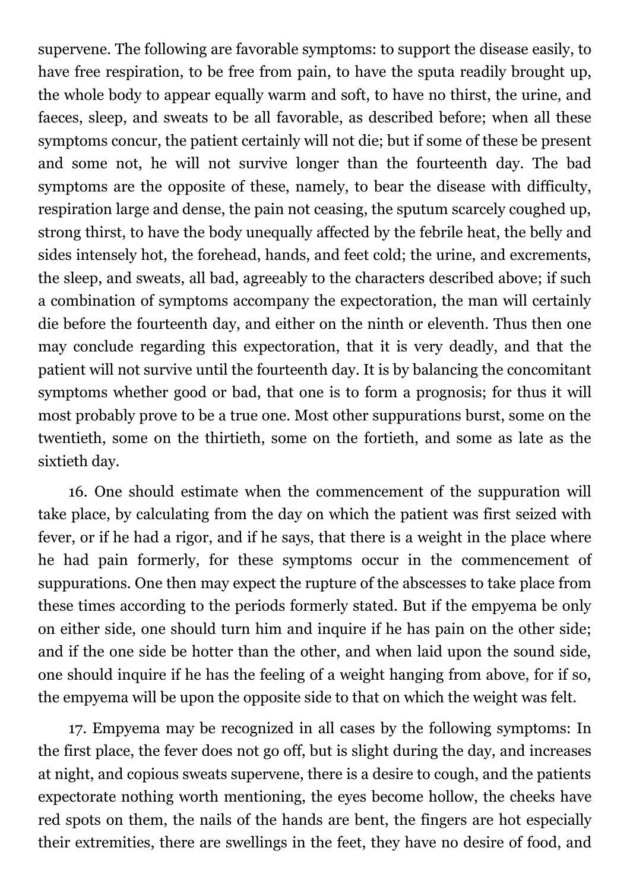supervene. The following are favorable symptoms: to support the disease easily, to have free respiration, to be free from pain, to have the sputa readily brought up, the whole body to appear equally warm and soft, to have no thirst, the urine, and faeces, sleep, and sweats to be all favorable, as described before; when all these symptoms concur, the patient certainly will not die; but if some of these be present and some not, he will not survive longer than the fourteenth day. The bad symptoms are the opposite of these, namely, to bear the disease with difficulty, respiration large and dense, the pain not ceasing, the sputum scarcely coughed up, strong thirst, to have the body unequally affected by the febrile heat, the belly and sides intensely hot, the forehead, hands, and feet cold; the urine, and excrements, the sleep, and sweats, all bad, agreeably to the characters described above; if such a combination of symptoms accompany the expectoration, the man will certainly die before the fourteenth day, and either on the ninth or eleventh. Thus then one may conclude regarding this expectoration, that it is very deadly, and that the patient will not survive until the fourteenth day. It is by balancing the concomitant symptoms whether good or bad, that one is to form a prognosis; for thus it will most probably prove to be a true one. Most other suppurations burst, some on the twentieth, some on the thirtieth, some on the fortieth, and some as late as the sixtieth day.

16. One should estimate when the commencement of the suppuration will take place, by calculating from the day on which the patient was first seized with fever, or if he had a rigor, and if he says, that there is a weight in the place where he had pain formerly, for these symptoms occur in the commencement of suppurations. One then may expect the rupture of the abscesses to take place from these times according to the periods formerly stated. But if the empyema be only on either side, one should turn him and inquire if he has pain on the other side; and if the one side be hotter than the other, and when laid upon the sound side, one should inquire if he has the feeling of a weight hanging from above, for if so, the empyema will be upon the opposite side to that on which the weight was felt.

17. Empyema may be recognized in all cases by the following symptoms: In the first place, the fever does not go off, but is slight during the day, and increases at night, and copious sweats supervene, there is a desire to cough, and the patients expectorate nothing worth mentioning, the eyes become hollow, the cheeks have red spots on them, the nails of the hands are bent, the fingers are hot especially their extremities, there are swellings in the feet, they have no desire of food, and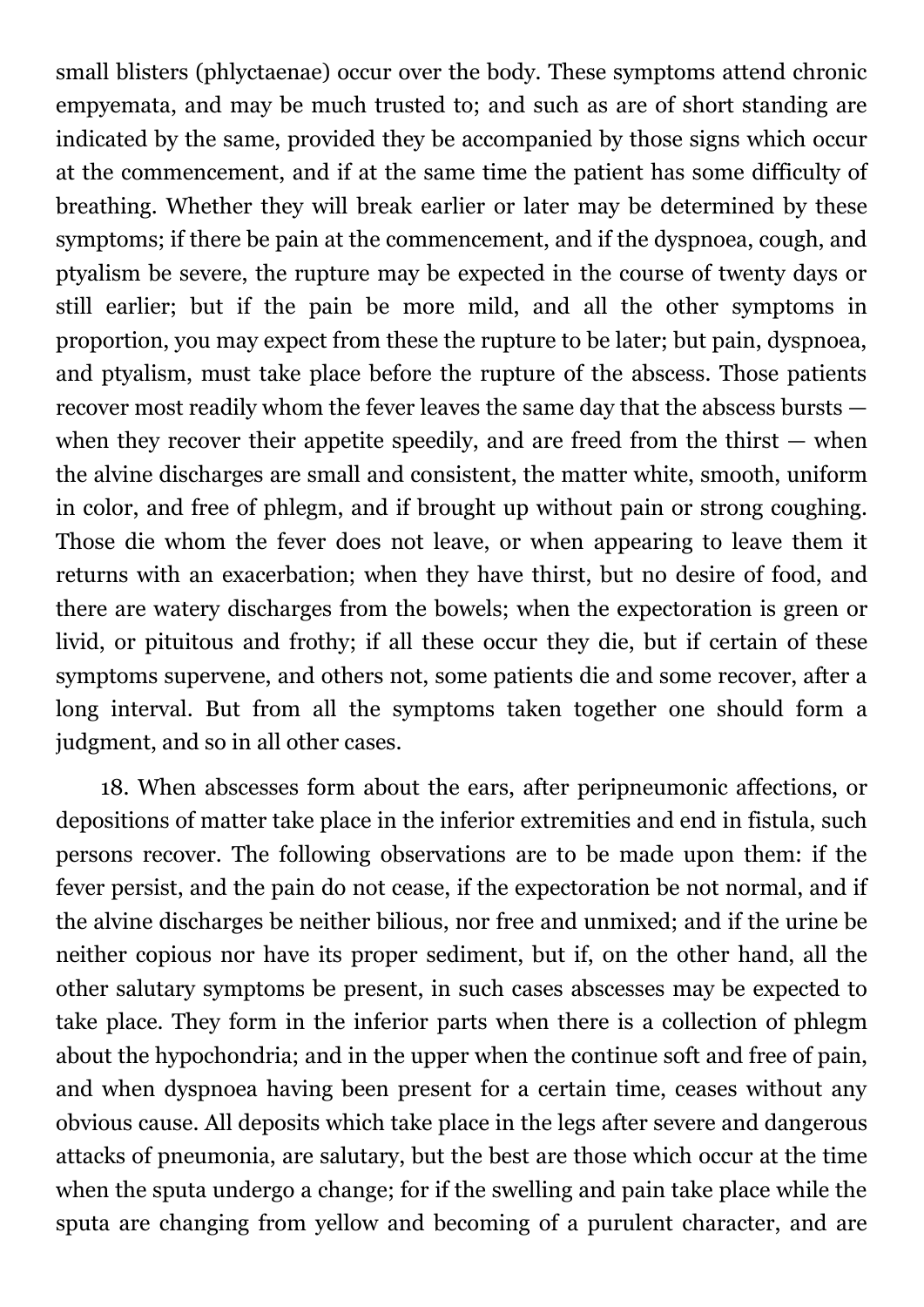small blisters (phlyctaenae) occur over the body. These symptoms attend chronic empyemata, and may be much trusted to; and such as are of short standing are indicated by the same, provided they be accompanied by those signs which occur at the commencement, and if at the same time the patient has some difficulty of breathing. Whether they will break earlier or later may be determined by these symptoms; if there be pain at the commencement, and if the dyspnoea, cough, and ptyalism be severe, the rupture may be expected in the course of twenty days or still earlier; but if the pain be more mild, and all the other symptoms in proportion, you may expect from these the rupture to be later; but pain, dyspnoea, and ptyalism, must take place before the rupture of the abscess. Those patients recover most readily whom the fever leaves the same day that the abscess bursts — when they recover their appetite speedily, and are freed from the thirst — when the alvine discharges are small and consistent, the matter white, smooth, uniform in color, and free of phlegm, and if brought up without pain or strong coughing. Those die whom the fever does not leave, or when appearing to leave them it returns with an exacerbation; when they have thirst, but no desire of food, and there are watery discharges from the bowels; when the expectoration is green or livid, or pituitous and frothy; if all these occur they die, but if certain of these symptoms supervene, and others not, some patients die and some recover, after a long interval. But from all the symptoms taken together one should form a judgment, and so in all other cases.

18. When abscesses form about the ears, after peripneumonic affections, or depositions of matter take place in the inferior extremities and end in fistula, such persons recover. The following observations are to be made upon them: if the fever persist, and the pain do not cease, if the expectoration be not normal, and if the alvine discharges be neither bilious, nor free and unmixed; and if the urine be neither copious nor have its proper sediment, but if, on the other hand, all the other salutary symptoms be present, in such cases abscesses may be expected to take place. They form in the inferior parts when there is a collection of phlegm about the hypochondria; and in the upper when the continue soft and free of pain, and when dyspnoea having been present for a certain time, ceases without any obvious cause. All deposits which take place in the legs after severe and dangerous attacks of pneumonia, are salutary, but the best are those which occur at the time when the sputa undergo a change; for if the swelling and pain take place while the sputa are changing from yellow and becoming of a purulent character, and are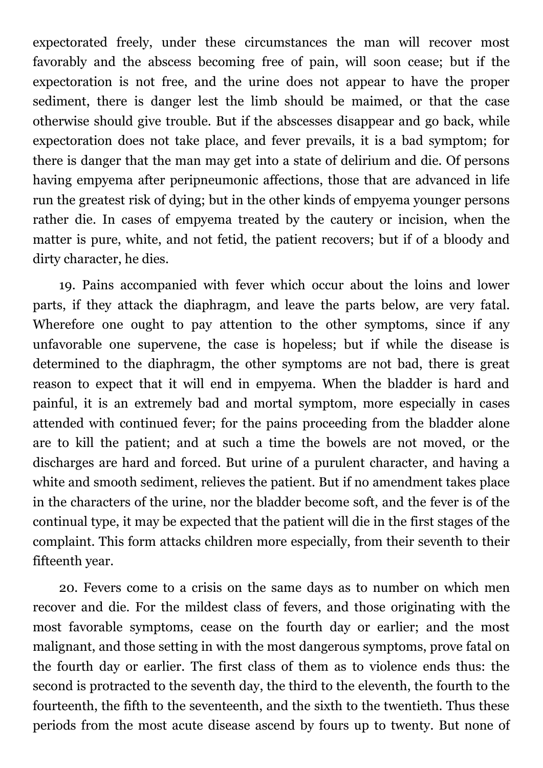expectorated freely, under these circumstances the man will recover most favorably and the abscess becoming free of pain, will soon cease; but if the expectoration is not free, and the urine does not appear to have the proper sediment, there is danger lest the limb should be maimed, or that the case otherwise should give trouble. But if the abscesses disappear and go back, while expectoration does not take place, and fever prevails, it is a bad symptom; for there is danger that the man may get into a state of delirium and die. Of persons having empyema after peripneumonic affections, those that are advanced in life run the greatest risk of dying; but in the other kinds of empyema younger persons rather die. In cases of empyema treated by the cautery or incision, when the matter is pure, white, and not fetid, the patient recovers; but if of a bloody and dirty character, he dies.

19. Pains accompanied with fever which occur about the loins and lower parts, if they attack the diaphragm, and leave the parts below, are very fatal. Wherefore one ought to pay attention to the other symptoms, since if any unfavorable one supervene, the case is hopeless; but if while the disease is determined to the diaphragm, the other symptoms are not bad, there is great reason to expect that it will end in empyema. When the bladder is hard and painful, it is an extremely bad and mortal symptom, more especially in cases attended with continued fever; for the pains proceeding from the bladder alone are to kill the patient; and at such a time the bowels are not moved, or the discharges are hard and forced. But urine of a purulent character, and having a white and smooth sediment, relieves the patient. But if no amendment takes place in the characters of the urine, nor the bladder become soft, and the fever is of the continual type, it may be expected that the patient will die in the first stages of the complaint. This form attacks children more especially, from their seventh to their fifteenth year.

20. Fevers come to a crisis on the same days as to number on which men recover and die. For the mildest class of fevers, and those originating with the most favorable symptoms, cease on the fourth day or earlier; and the most malignant, and those setting in with the most dangerous symptoms, prove fatal on the fourth day or earlier. The first class of them as to violence ends thus: the second is protracted to the seventh day, the third to the eleventh, the fourth to the fourteenth, the fifth to the seventeenth, and the sixth to the twentieth. Thus these periods from the most acute disease ascend by fours up to twenty. But none of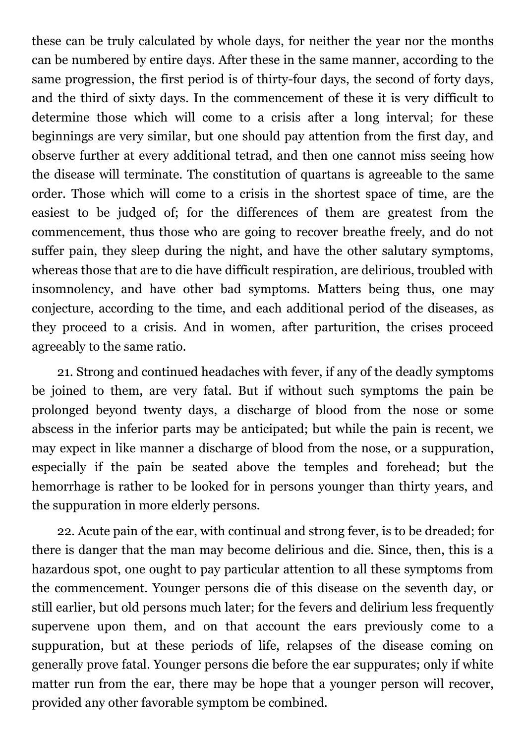these can be truly calculated by whole days, for neither the year nor the months can be numbered by entire days. After these in the same manner, according to the same progression, the first period is of thirty-four days, the second of forty days, and the third of sixty days. In the commencement of these it is very difficult to determine those which will come to a crisis after a long interval; for these beginnings are very similar, but one should pay attention from the first day, and observe further at every additional tetrad, and then one cannot miss seeing how the disease will terminate. The constitution of quartans is agreeable to the same order. Those which will come to a crisis in the shortest space of time, are the easiest to be judged of; for the differences of them are greatest from the commencement, thus those who are going to recover breathe freely, and do not suffer pain, they sleep during the night, and have the other salutary symptoms, whereas those that are to die have difficult respiration, are delirious, troubled with insomnolency, and have other bad symptoms. Matters being thus, one may conjecture, according to the time, and each additional period of the diseases, as they proceed to a crisis. And in women, after parturition, the crises proceed agreeably to the same ratio.

21. Strong and continued headaches with fever, if any of the deadly symptoms be joined to them, are very fatal. But if without such symptoms the pain be prolonged beyond twenty days, a discharge of blood from the nose or some abscess in the inferior parts may be anticipated; but while the pain is recent, we may expect in like manner a discharge of blood from the nose, or a suppuration, especially if the pain be seated above the temples and forehead; but the hemorrhage is rather to be looked for in persons younger than thirty years, and the suppuration in more elderly persons.

22. Acute pain of the ear, with continual and strong fever, is to be dreaded; for there is danger that the man may become delirious and die. Since, then, this is a hazardous spot, one ought to pay particular attention to all these symptoms from the commencement. Younger persons die of this disease on the seventh day, or still earlier, but old persons much later; for the fevers and delirium less frequently supervene upon them, and on that account the ears previously come to a suppuration, but at these periods of life, relapses of the disease coming on generally prove fatal. Younger persons die before the ear suppurates; only if white matter run from the ear, there may be hope that a younger person will recover, provided any other favorable symptom be combined.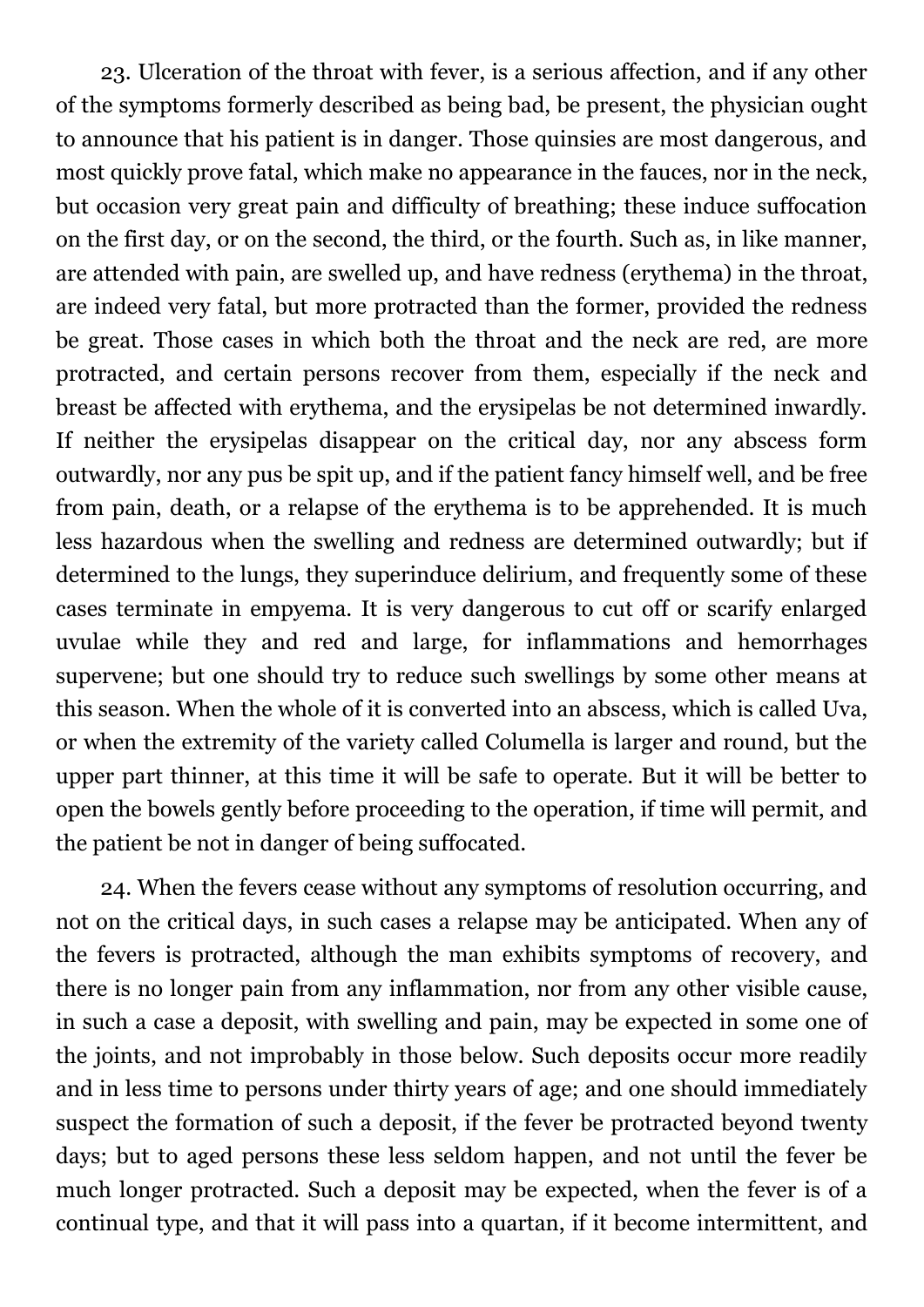23. Ulceration of the throat with fever, is a serious affection, and if any other of the symptoms formerly described as being bad, be present, the physician ought to announce that his patient is in danger. Those quinsies are most dangerous, and most quickly prove fatal, which make no appearance in the fauces, nor in the neck, but occasion very great pain and difficulty of breathing; these induce suffocation on the first day, or on the second, the third, or the fourth. Such as, in like manner, are attended with pain, are swelled up, and have redness (erythema) in the throat, are indeed very fatal, but more protracted than the former, provided the redness be great. Those cases in which both the throat and the neck are red, are more protracted, and certain persons recover from them, especially if the neck and breast be affected with erythema, and the erysipelas be not determined inwardly. If neither the erysipelas disappear on the critical day, nor any abscess form outwardly, nor any pus be spit up, and if the patient fancy himself well, and be free from pain, death, or a relapse of the erythema is to be apprehended. It is much less hazardous when the swelling and redness are determined outwardly; but if determined to the lungs, they superinduce delirium, and frequently some of these cases terminate in empyema. It is very dangerous to cut off or scarify enlarged uvulae while they and red and large, for inflammations and hemorrhages supervene; but one should try to reduce such swellings by some other means at this season. When the whole of it is converted into an abscess, which is called Uva, or when the extremity of the variety called Columella is larger and round, but the upper part thinner, at this time it will be safe to operate. But it will be better to open the bowels gently before proceeding to the operation, if time will permit, and the patient be not in danger of being suffocated.

24. When the fevers cease without any symptoms of resolution occurring, and not on the critical days, in such cases a relapse may be anticipated. When any of the fevers is protracted, although the man exhibits symptoms of recovery, and there is no longer pain from any inflammation, nor from any other visible cause, in such a case a deposit, with swelling and pain, may be expected in some one of the joints, and not improbably in those below. Such deposits occur more readily and in less time to persons under thirty years of age; and one should immediately suspect the formation of such a deposit, if the fever be protracted beyond twenty days; but to aged persons these less seldom happen, and not until the fever be much longer protracted. Such a deposit may be expected, when the fever is of a continual type, and that it will pass into a quartan, if it become intermittent, and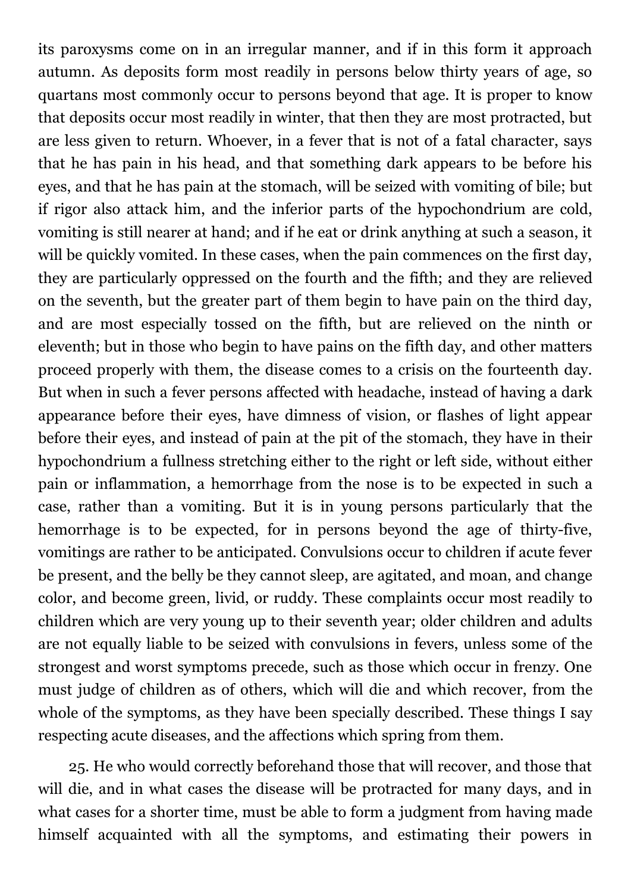its paroxysms come on in an irregular manner, and if in this form it approach autumn. As deposits form most readily in persons below thirty years of age, so quartans most commonly occur to persons beyond that age. It is proper to know that deposits occur most readily in winter, that then they are most protracted, but are less given to return. Whoever, in a fever that is not of a fatal character, says that he has pain in his head, and that something dark appears to be before his eyes, and that he has pain at the stomach, will be seized with vomiting of bile; but if rigor also attack him, and the inferior parts of the hypochondrium are cold, vomiting is still nearer at hand; and if he eat or drink anything at such a season, it will be quickly vomited. In these cases, when the pain commences on the first day, they are particularly oppressed on the fourth and the fifth; and they are relieved on the seventh, but the greater part of them begin to have pain on the third day, and are most especially tossed on the fifth, but are relieved on the ninth or eleventh; but in those who begin to have pains on the fifth day, and other matters proceed properly with them, the disease comes to a crisis on the fourteenth day. But when in such a fever persons affected with headache, instead of having a dark appearance before their eyes, have dimness of vision, or flashes of light appear before their eyes, and instead of pain at the pit of the stomach, they have in their hypochondrium a fullness stretching either to the right or left side, without either pain or inflammation, a hemorrhage from the nose is to be expected in such a case, rather than a vomiting. But it is in young persons particularly that the hemorrhage is to be expected, for in persons beyond the age of thirty-five, vomitings are rather to be anticipated. Convulsions occur to children if acute fever be present, and the belly be they cannot sleep, are agitated, and moan, and change color, and become green, livid, or ruddy. These complaints occur most readily to children which are very young up to their seventh year; older children and adults are not equally liable to be seized with convulsions in fevers, unless some of the strongest and worst symptoms precede, such as those which occur in frenzy. One must judge of children as of others, which will die and which recover, from the whole of the symptoms, as they have been specially described. These things I say respecting acute diseases, and the affections which spring from them.

25. He who would correctly beforehand those that will recover, and those that will die, and in what cases the disease will be protracted for many days, and in what cases for a shorter time, must be able to form a judgment from having made himself acquainted with all the symptoms, and estimating their powers in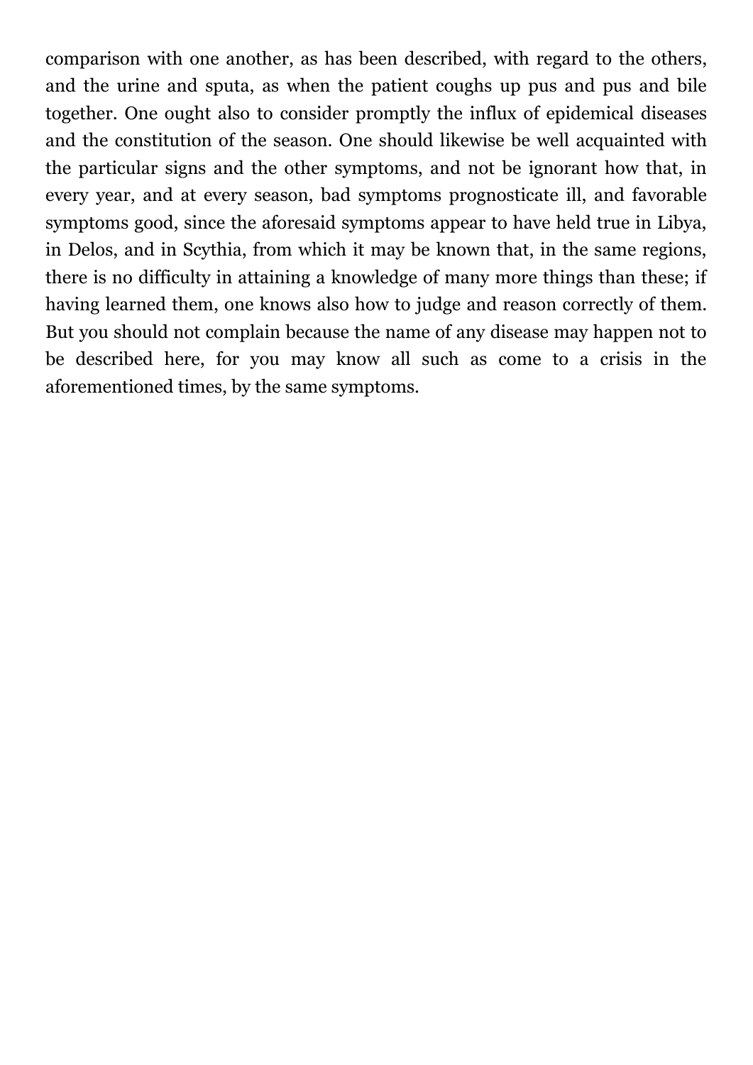comparison with one another, as has been described, with regard to the others, and the urine and sputa, as when the patient coughs up pus and pus and bile together. One ought also to consider promptly the influx of epidemical diseases and the constitution of the season. One should likewise be well acquainted with the particular signs and the other symptoms, and not be ignorant how that, in every year, and at every season, bad symptoms prognosticate ill, and favorable symptoms good, since the aforesaid symptoms appear to have held true in Libya, in Delos, and in Scythia, from which it may be known that, in the same regions, there is no difficulty in attaining a knowledge of many more things than these; if having learned them, one knows also how to judge and reason correctly of them. But you should not complain because the name of any disease may happen not to be described here, for you may know all such as come to a crisis in the aforementioned times, by the same symptoms.